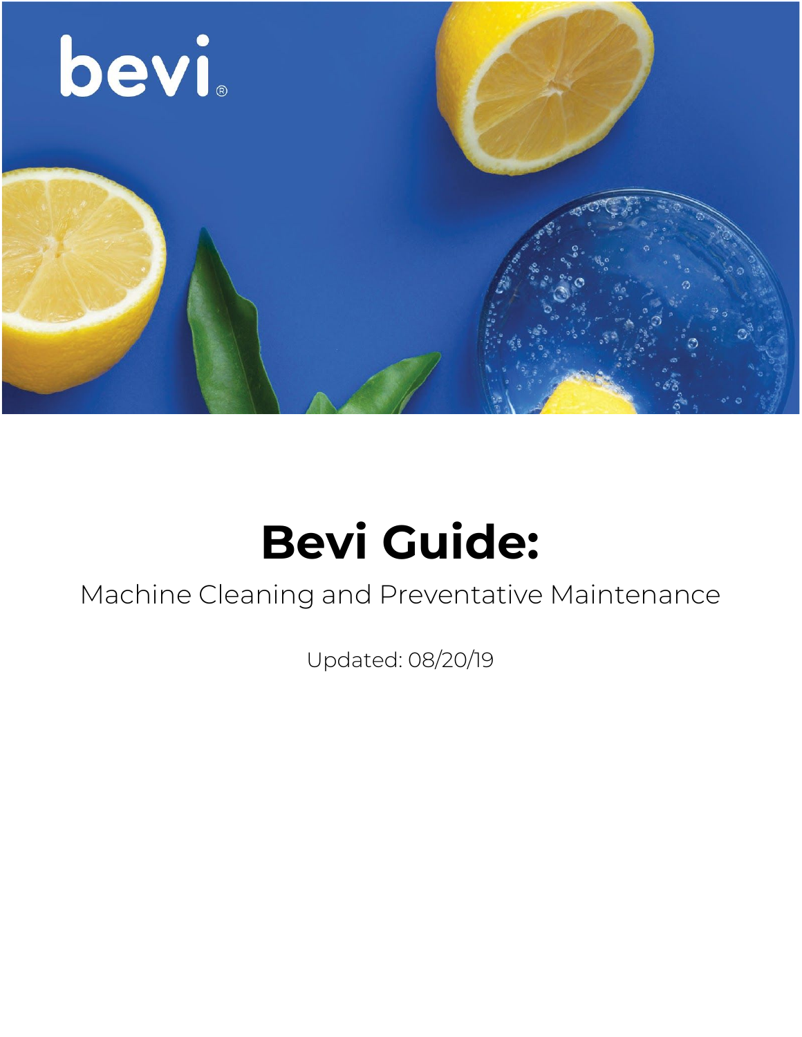bevi®

# Bevi Guide:

Machine Cleaning and Preventative Maintenance

Updated: 08/20/19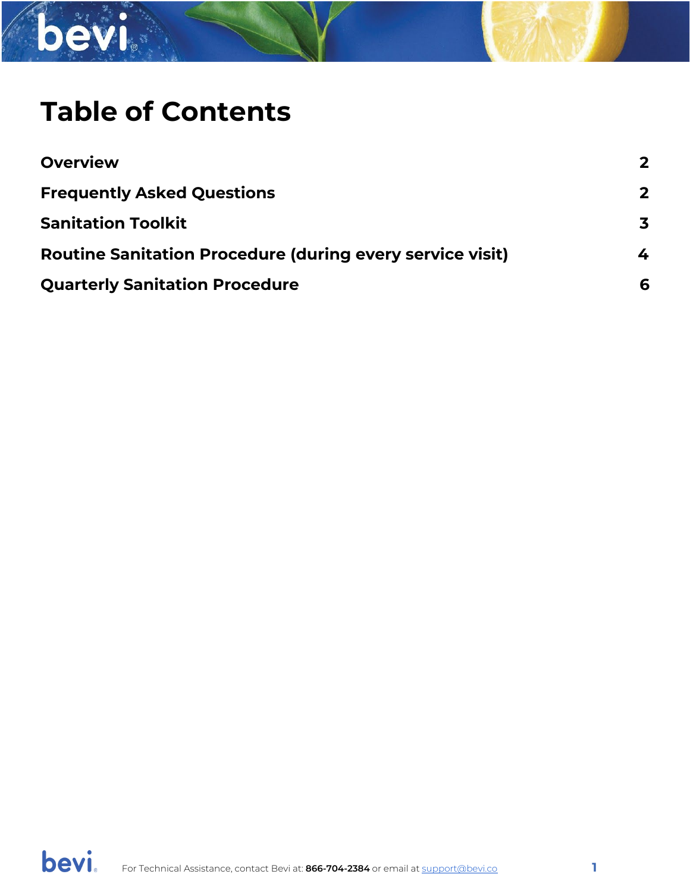# Table of Contents

| | |
|---|---|
| **Overview** | **2** |
| **Frequently Asked Questions** | **2** |
| **Sanitation Toolkit** | **3** |
| **Routine Sanitation Procedure (during every service visit)** | **4** |
| **Quarterly Sanitation Procedure** | **6** |

For Technical Assistance, contact Bevi at: **866-704-2384** or email at support@bevi.co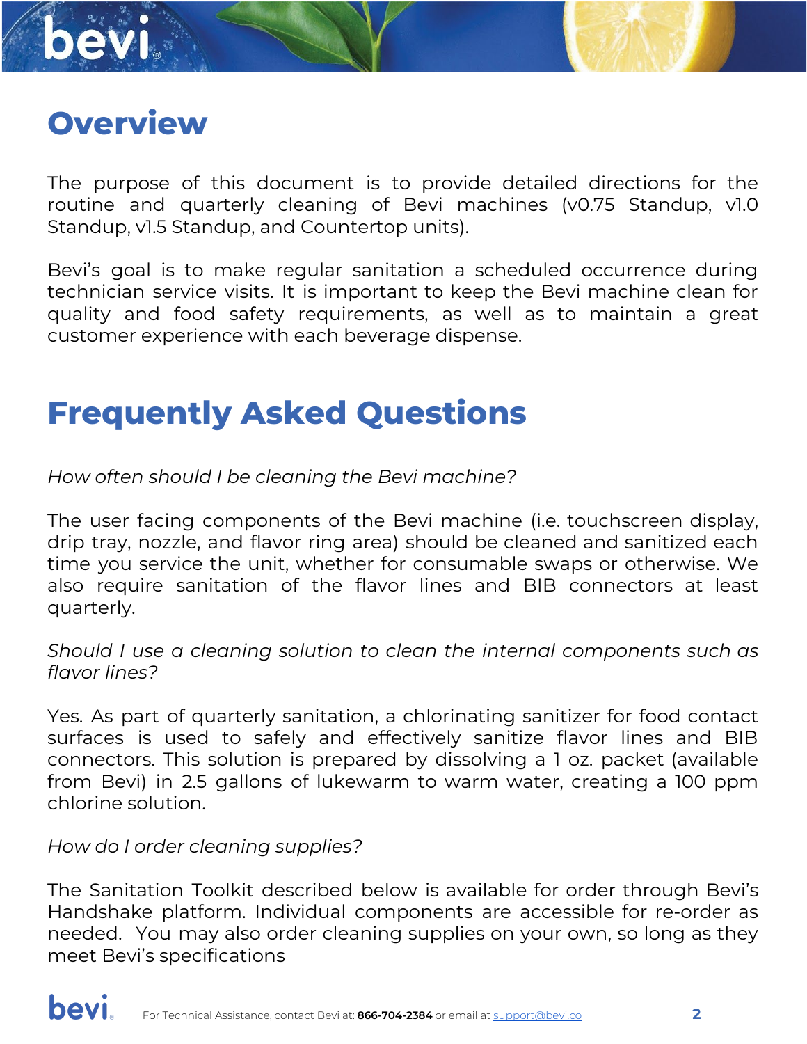# Overview

The purpose of this document is to provide detailed directions for the routine and quarterly cleaning of Bevi machines (v0.75 Standup, v1.0 Standup, v1.5 Standup, and Countertop units).

Bevi's goal is to make regular sanitation a scheduled occurrence during technician service visits. It is important to keep the Bevi machine clean for quality and food safety requirements, as well as to maintain a great customer experience with each beverage dispense.

# Frequently Asked Questions

*How often should I be cleaning the Bevi machine?*

The user facing components of the Bevi machine (i.e. touchscreen display, drip tray, nozzle, and flavor ring area) should be cleaned and sanitized each time you service the unit, whether for consumable swaps or otherwise. We also require sanitation of the flavor lines and BIB connectors at least quarterly.

*Should I use a cleaning solution to clean the internal components such as flavor lines?*

Yes. As part of quarterly sanitation, a chlorinating sanitizer for food contact surfaces is used to safely and effectively sanitize flavor lines and BIB connectors. This solution is prepared by dissolving a 1 oz. packet (available from Bevi) in 2.5 gallons of lukewarm to warm water, creating a 100 ppm chlorine solution.

*How do I order cleaning supplies?*

The Sanitation Toolkit described below is available for order through Bevi's Handshake platform. Individual components are accessible for re-order as needed. You may also order cleaning supplies on your own, so long as they meet Bevi's specifications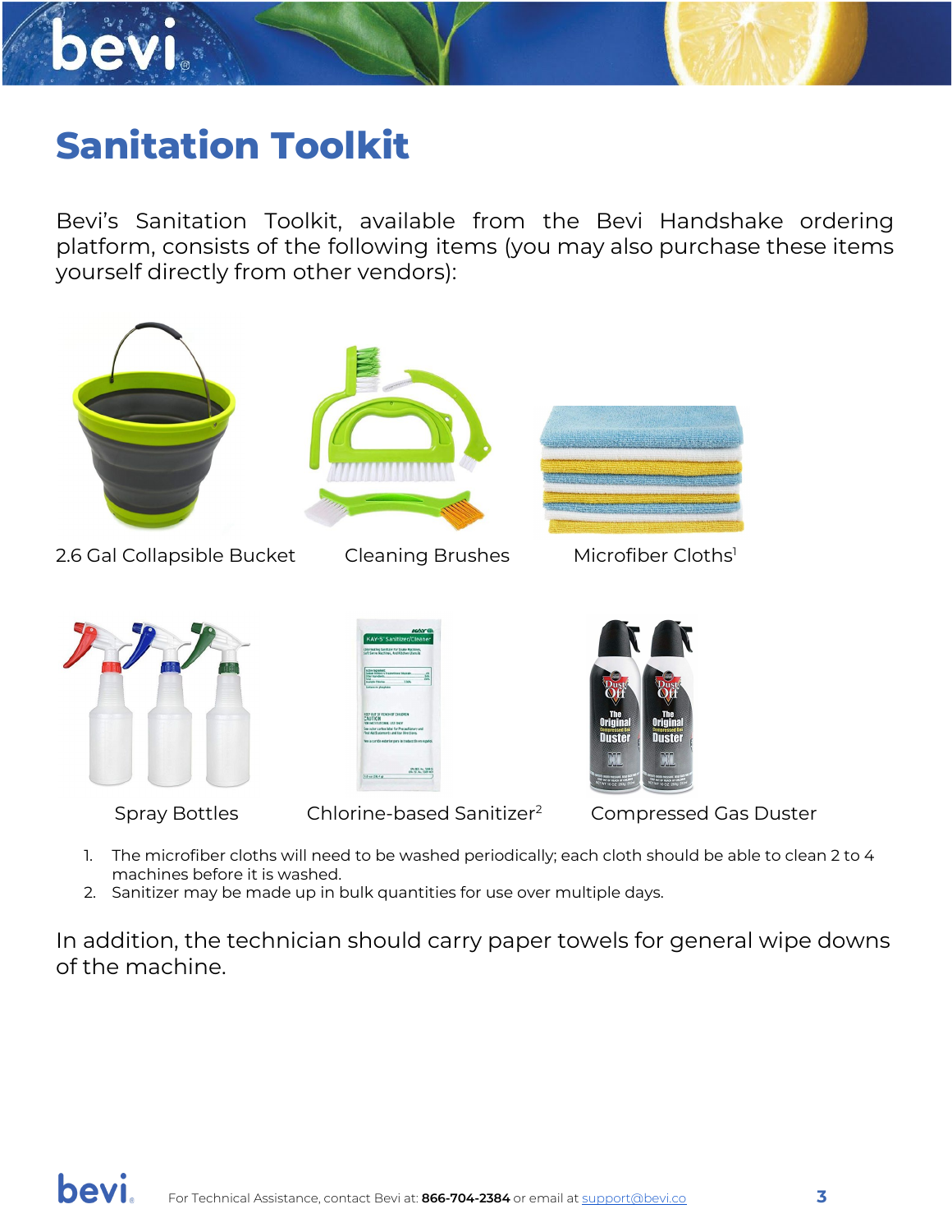# Sanitation Toolkit

Bevi's Sanitation Toolkit, available from the Bevi Handshake ordering platform, consists of the following items (you may also purchase these items yourself directly from other vendors):

2.6 Gal Collapsible Bucket

Cleaning Brushes

Microfiber Cloths[1]

Spray Bottles

Chlorine-based Sanitizer[2]

Compressed Gas Duster

1. The microfiber cloths will need to be washed periodically; each cloth should be able to clean 2 to 4 machines before it is washed.
2. Sanitizer may be made up in bulk quantities for use over multiple days.

In addition, the technician should carry paper towels for general wipe downs of the machine.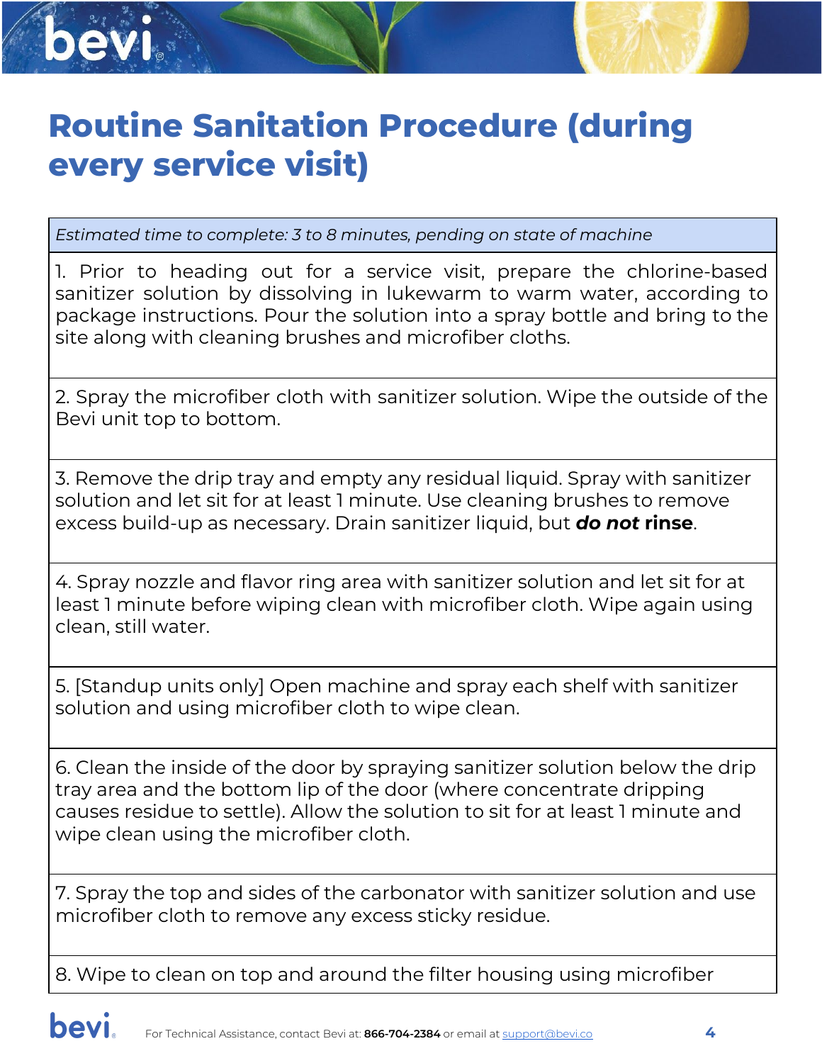# Routine Sanitation Procedure (during every service visit)

| |
|---|
| *Estimated time to complete: 3 to 8 minutes, pending on state of machine* |
| 1. Prior to heading out for a service visit, prepare the chlorine-based sanitizer solution by dissolving in lukewarm to warm water, according to package instructions. Pour the solution into a spray bottle and bring to the site along with cleaning brushes and microfiber cloths. |
| 2. Spray the microfiber cloth with sanitizer solution. Wipe the outside of the Bevi unit top to bottom. |
| 3. Remove the drip tray and empty any residual liquid. Spray with sanitizer solution and let sit for at least 1 minute. Use cleaning brushes to remove excess build-up as necessary. Drain sanitizer liquid, but ***do not* rinse**. |
| 4. Spray nozzle and flavor ring area with sanitizer solution and let sit for at least 1 minute before wiping clean with microfiber cloth. Wipe again using clean, still water. |
| 5. [Standup units only] Open machine and spray each shelf with sanitizer solution and using microfiber cloth to wipe clean. |
| 6. Clean the inside of the door by spraying sanitizer solution below the drip tray area and the bottom lip of the door (where concentrate dripping causes residue to settle). Allow the solution to sit for at least 1 minute and wipe clean using the microfiber cloth. |
| 7. Spray the top and sides of the carbonator with sanitizer solution and use microfiber cloth to remove any excess sticky residue. |
| 8. Wipe to clean on top and around the filter housing using microfiber |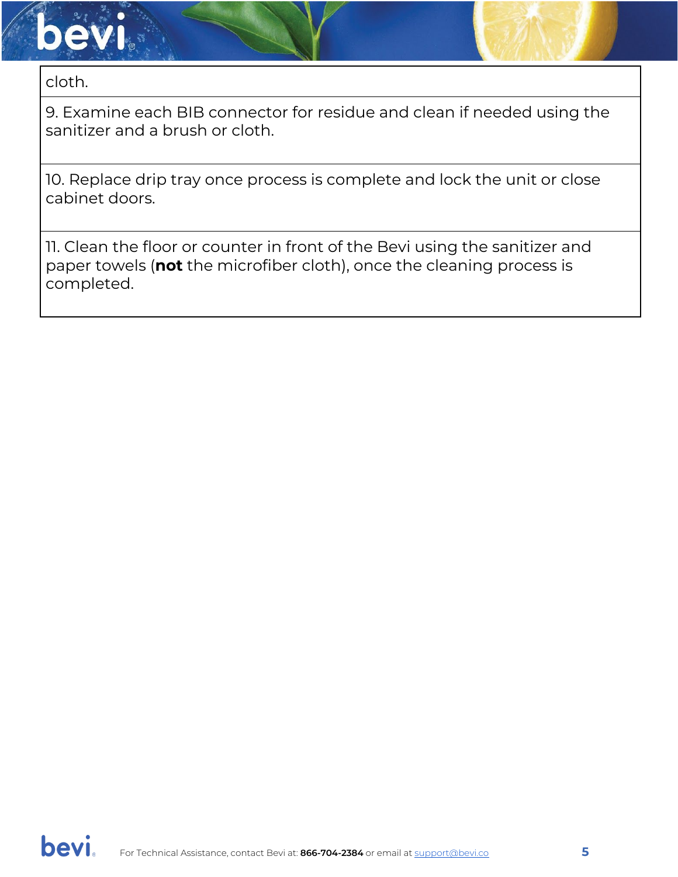| |
|---|
| cloth. |
| 9. Examine each BIB connector for residue and clean if needed using the sanitizer and a brush or cloth. |
| 10. Replace drip tray once process is complete and lock the unit or close cabinet doors. |
| 11. Clean the floor or counter in front of the Bevi using the sanitizer and paper towels (**not** the microfiber cloth), once the cleaning process is completed. |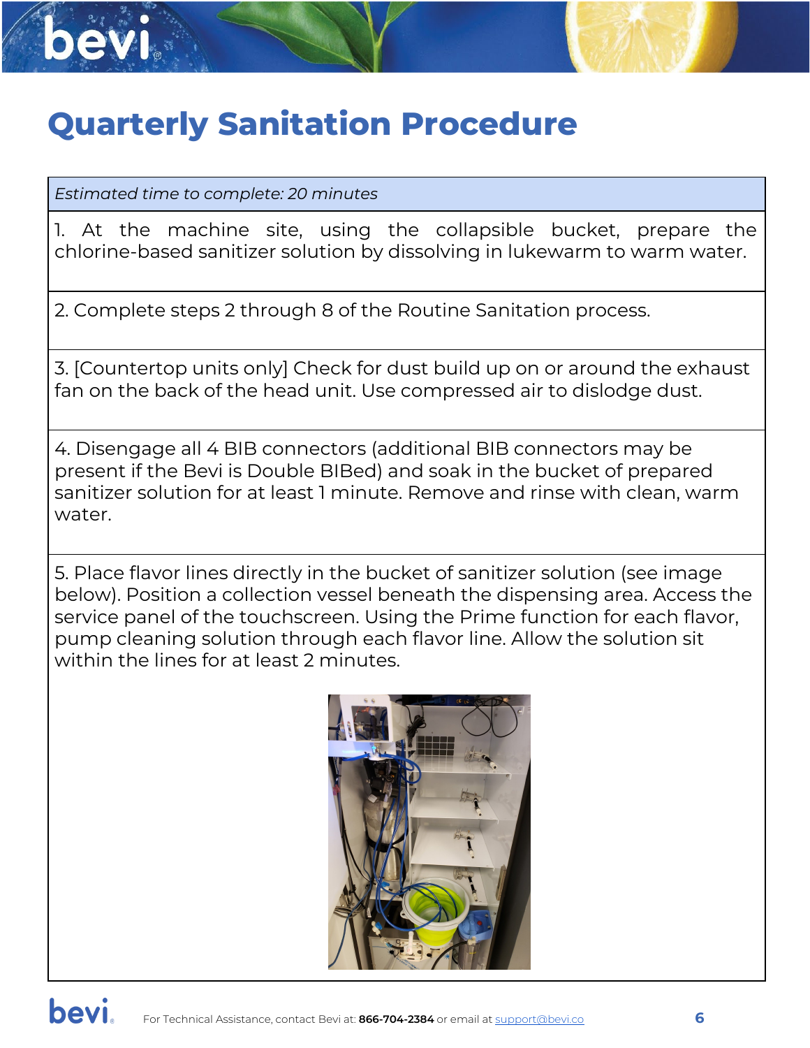# Quarterly Sanitation Procedure

| *Estimated time to complete: 20 minutes* |
| --- |
| 1. At the machine site, using the collapsible bucket, prepare the chlorine-based sanitizer solution by dissolving in lukewarm to warm water. |
| 2. Complete steps 2 through 8 of the Routine Sanitation process. |
| 3. [Countertop units only] Check for dust build up on or around the exhaust fan on the back of the head unit. Use compressed air to dislodge dust. |
| 4. Disengage all 4 BIB connectors (additional BIB connectors may be present if the Bevi is Double BIBed) and soak in the bucket of prepared sanitizer solution for at least 1 minute. Remove and rinse with clean, warm water. |
| 5. Place flavor lines directly in the bucket of sanitizer solution (see image below). Position a collection vessel beneath the dispensing area. Access the service panel of the touchscreen. Using the Prime function for each flavor, pump cleaning solution through each flavor line. Allow the solution sit within the lines for at least 2 minutes. |

For Technical Assistance, contact Bevi at: **866-704-2384** or email at support@bevi.co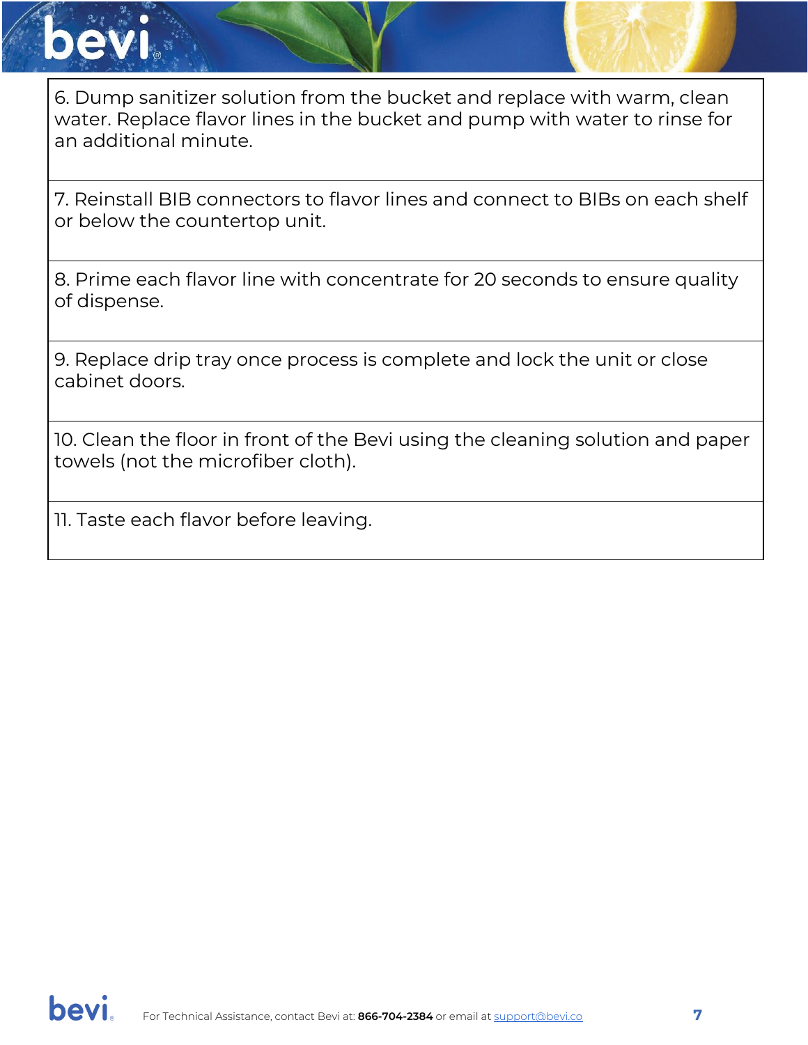| |
|---|
| 6. Dump sanitizer solution from the bucket and replace with warm, clean water. Replace flavor lines in the bucket and pump with water to rinse for an additional minute. |
| 7. Reinstall BIB connectors to flavor lines and connect to BIBs on each shelf or below the countertop unit. |
| 8. Prime each flavor line with concentrate for 20 seconds to ensure quality of dispense. |
| 9. Replace drip tray once process is complete and lock the unit or close cabinet doors. |
| 10. Clean the floor in front of the Bevi using the cleaning solution and paper towels (not the microfiber cloth). |
| 11. Taste each flavor before leaving. |